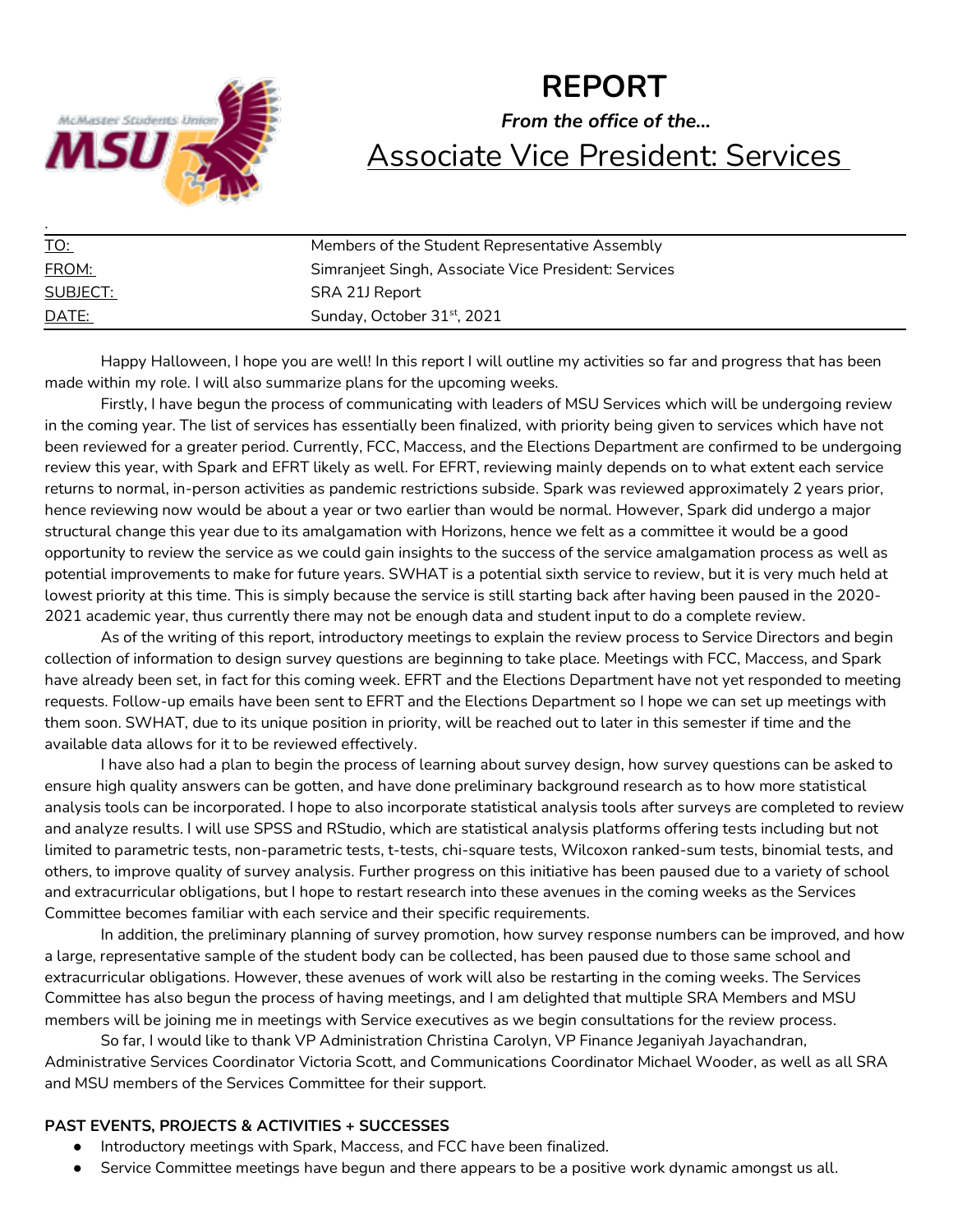# REPORT

***From the office of the…***

## Associate Vice President: Services

| | |
|---|---|
| TO: | Members of the Student Representative Assembly |
| FROM: | Simranjeet Singh, Associate Vice President: Services |
| SUBJECT: | SRA 21J Report |
| DATE: | Sunday, October 31st, 2021 |

Happy Halloween, I hope you are well! In this report I will outline my activities so far and progress that has been made within my role. I will also summarize plans for the upcoming weeks.

Firstly, I have begun the process of communicating with leaders of MSU Services which will be undergoing review in the coming year. The list of services has essentially been finalized, with priority being given to services which have not been reviewed for a greater period. Currently, FCC, Maccess, and the Elections Department are confirmed to be undergoing review this year, with Spark and EFRT likely as well. For EFRT, reviewing mainly depends on to what extent each service returns to normal, in-person activities as pandemic restrictions subside. Spark was reviewed approximately 2 years prior, hence reviewing now would be about a year or two earlier than would be normal. However, Spark did undergo a major structural change this year due to its amalgamation with Horizons, hence we felt as a committee it would be a good opportunity to review the service as we could gain insights to the success of the service amalgamation process as well as potential improvements to make for future years. SWHAT is a potential sixth service to review, but it is very much held at lowest priority at this time. This is simply because the service is still starting back after having been paused in the 2020-2021 academic year, thus currently there may not be enough data and student input to do a complete review.

As of the writing of this report, introductory meetings to explain the review process to Service Directors and begin collection of information to design survey questions are beginning to take place. Meetings with FCC, Maccess, and Spark have already been set, in fact for this coming week. EFRT and the Elections Department have not yet responded to meeting requests. Follow-up emails have been sent to EFRT and the Elections Department so I hope we can set up meetings with them soon. SWHAT, due to its unique position in priority, will be reached out to later in this semester if time and the available data allows for it to be reviewed effectively.

I have also had a plan to begin the process of learning about survey design, how survey questions can be asked to ensure high quality answers can be gotten, and have done preliminary background research as to how more statistical analysis tools can be incorporated. I hope to also incorporate statistical analysis tools after surveys are completed to review and analyze results. I will use SPSS and RStudio, which are statistical analysis platforms offering tests including but not limited to parametric tests, non-parametric tests, t-tests, chi-square tests, Wilcoxon ranked-sum tests, binomial tests, and others, to improve quality of survey analysis. Further progress on this initiative has been paused due to a variety of school and extracurricular obligations, but I hope to restart research into these avenues in the coming weeks as the Services Committee becomes familiar with each service and their specific requirements.

In addition, the preliminary planning of survey promotion, how survey response numbers can be improved, and how a large, representative sample of the student body can be collected, has been paused due to those same school and extracurricular obligations. However, these avenues of work will also be restarting in the coming weeks. The Services Committee has also begun the process of having meetings, and I am delighted that multiple SRA Members and MSU members will be joining me in meetings with Service executives as we begin consultations for the review process.

So far, I would like to thank VP Administration Christina Carolyn, VP Finance Jeganiyah Jayachandran, Administrative Services Coordinator Victoria Scott, and Communications Coordinator Michael Wooder, as well as all SRA and MSU members of the Services Committee for their support.

**PAST EVENTS, PROJECTS & ACTIVITIES + SUCCESSES**

- Introductory meetings with Spark, Maccess, and FCC have been finalized.
- Service Committee meetings have begun and there appears to be a positive work dynamic amongst us all.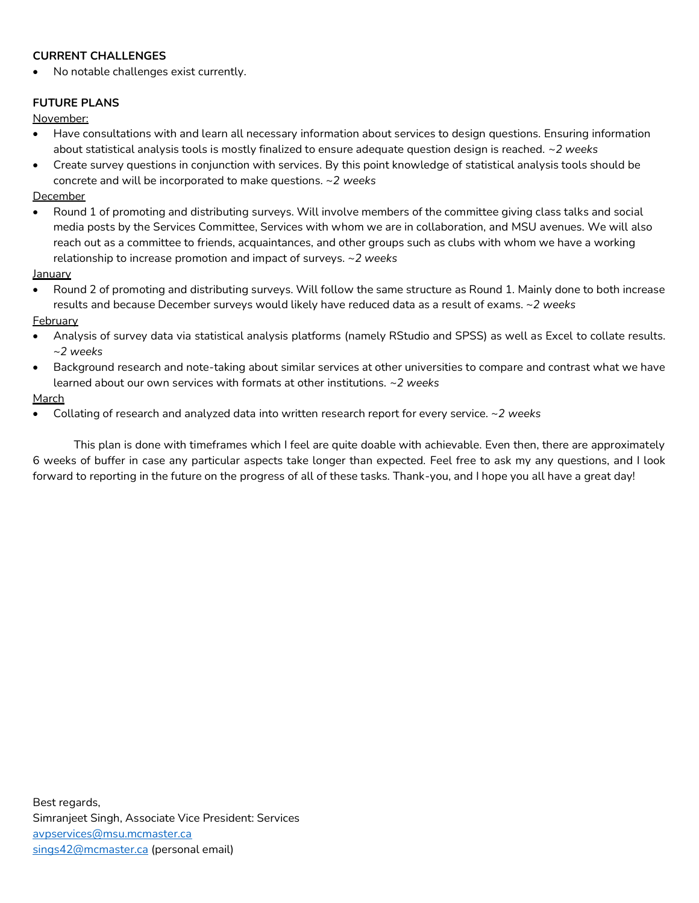**CURRENT CHALLENGES**

- No notable challenges exist currently.

**FUTURE PLANS**

November:

- Have consultations with and learn all necessary information about services to design questions. Ensuring information about statistical analysis tools is mostly finalized to ensure adequate question design is reached. *~2 weeks*
- Create survey questions in conjunction with services. By this point knowledge of statistical analysis tools should be concrete and will be incorporated to make questions. *~2 weeks*

December

- Round 1 of promoting and distributing surveys. Will involve members of the committee giving class talks and social media posts by the Services Committee, Services with whom we are in collaboration, and MSU avenues. We will also reach out as a committee to friends, acquaintances, and other groups such as clubs with whom we have a working relationship to increase promotion and impact of surveys. *~2 weeks*

January

- Round 2 of promoting and distributing surveys. Will follow the same structure as Round 1. Mainly done to both increase results and because December surveys would likely have reduced data as a result of exams. *~2 weeks*

February

- Analysis of survey data via statistical analysis platforms (namely RStudio and SPSS) as well as Excel to collate results. *~2 weeks*
- Background research and note-taking about similar services at other universities to compare and contrast what we have learned about our own services with formats at other institutions. *~2 weeks*

March

- Collating of research and analyzed data into written research report for every service. *~2 weeks*

This plan is done with timeframes which I feel are quite doable with achievable. Even then, there are approximately 6 weeks of buffer in case any particular aspects take longer than expected. Feel free to ask my any questions, and I look forward to reporting in the future on the progress of all of these tasks. Thank-you, and I hope you all have a great day!

Best regards,
Simranjeet Singh, Associate Vice President: Services
avpservices@msu.mcmaster.ca
sings42@mcmaster.ca (personal email)